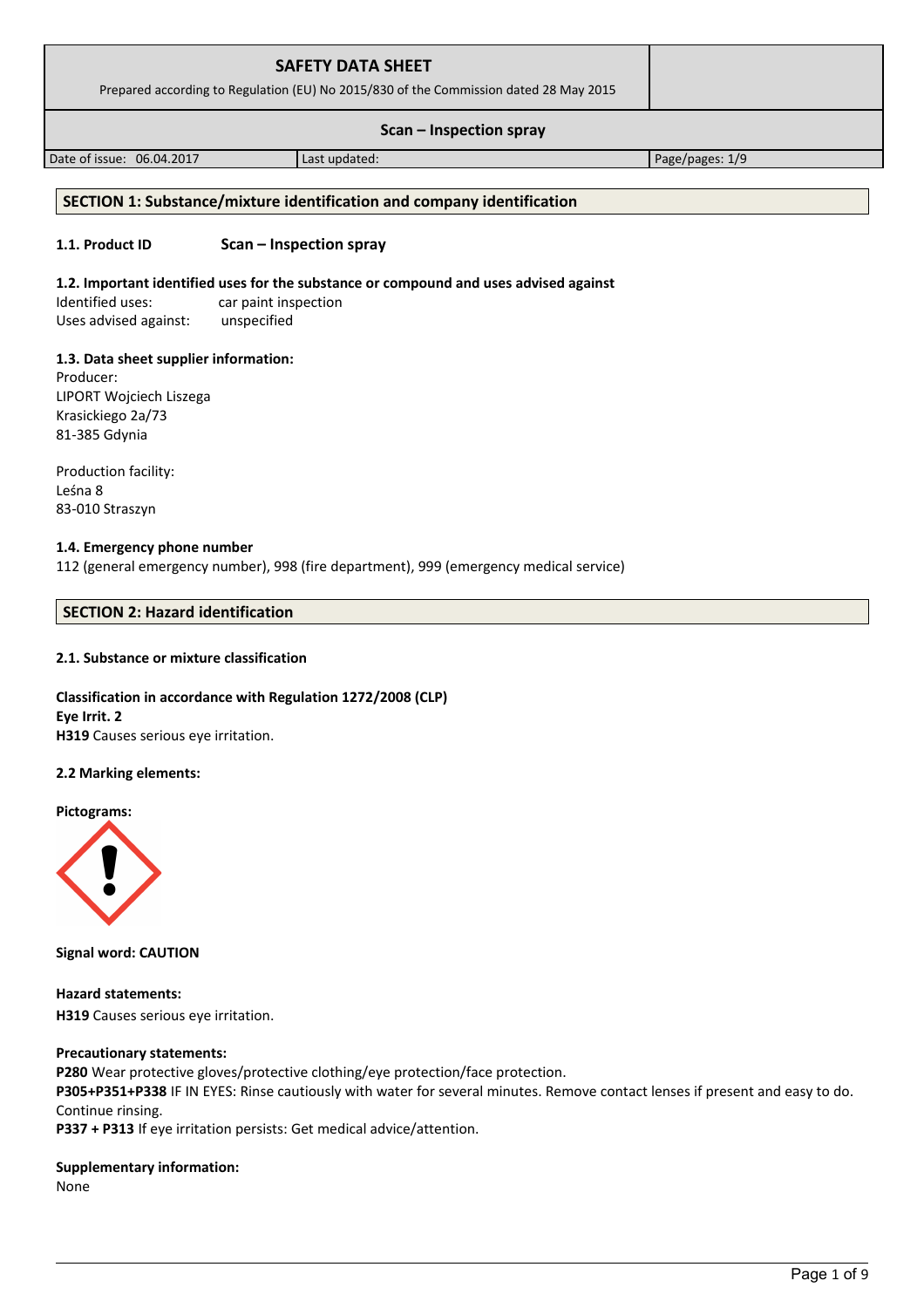# SAFETY DATA SHEET

Prepared according to Regulation (EU) No 2015/830 of the Commission dated 28 May 2015

**Scan – Inspection spray**

| Date of issue: 06.04.2017 | Last updated: | Page/pages: 1/9 |
|---|---|---|

## SECTION 1: Substance/mixture identification and company identification

**1.1. Product ID** **Scan – Inspection spray**

**1.2. Important identified uses for the substance or compound and uses advised against**

Identified uses: car paint inspection
Uses advised against: unspecified

**1.3. Data sheet supplier information:**

Producer:
LIPORT Wojciech Liszega
Krasickiego 2a/73
81-385 Gdynia

Production facility:
Leśna 8
83-010 Straszyn

**1.4. Emergency phone number**

112 (general emergency number), 998 (fire department), 999 (emergency medical service)

## SECTION 2: Hazard identification

**2.1. Substance or mixture classification**

**Classification in accordance with Regulation 1272/2008 (CLP)**
**Eye Irrit. 2**
**H319** Causes serious eye irritation.

**2.2 Marking elements:**

**Pictograms:**

**Signal word: CAUTION**

**Hazard statements:**
**H319** Causes serious eye irritation.

**Precautionary statements:**
**P280** Wear protective gloves/protective clothing/eye protection/face protection.
**P305+P351+P338** IF IN EYES: Rinse cautiously with water for several minutes. Remove contact lenses if present and easy to do. Continue rinsing.
**P337 + P313** If eye irritation persists: Get medical advice/attention.

**Supplementary information:**
None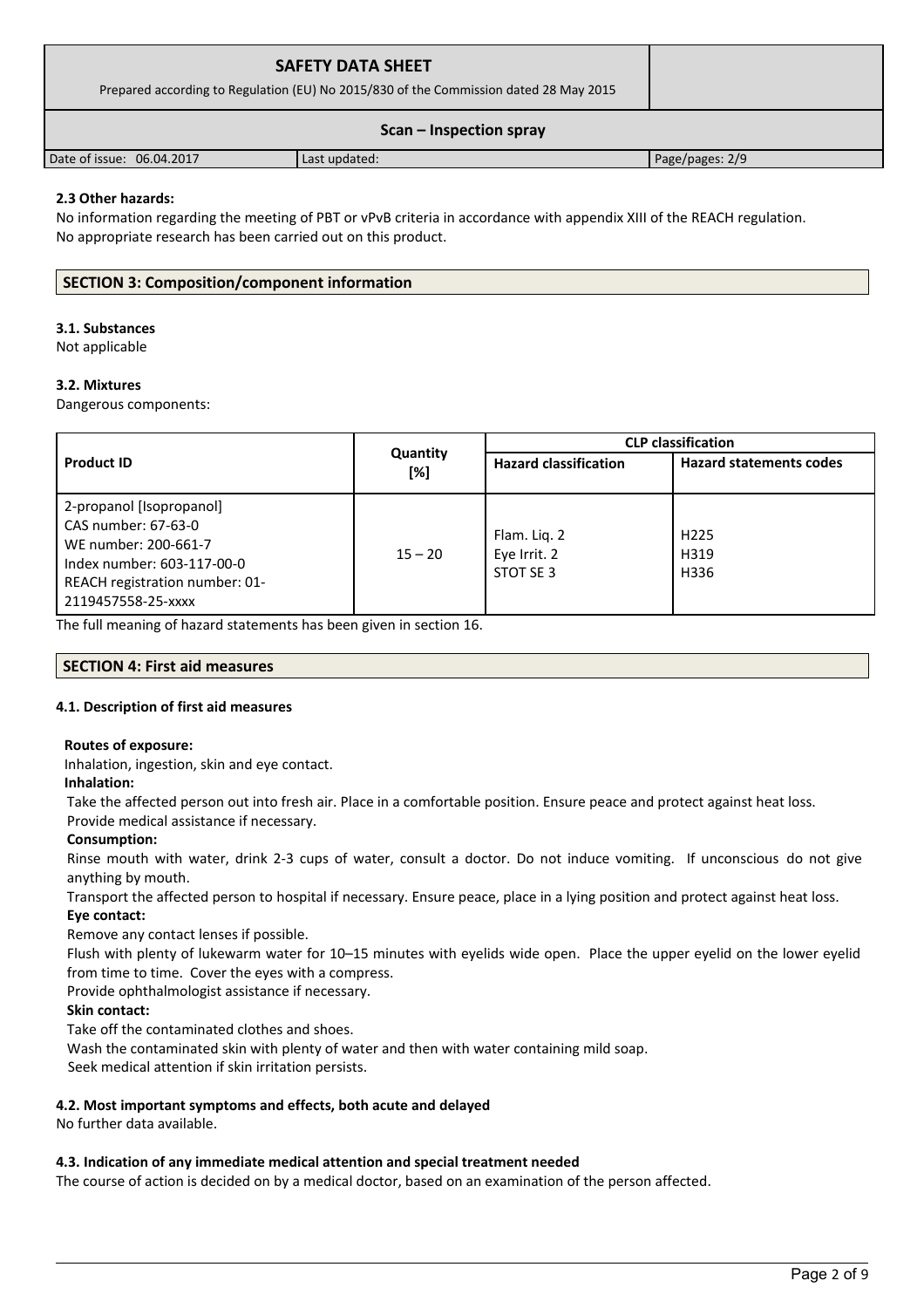#### 2.3 Other hazards:

No information regarding the meeting of PBT or vPvB criteria in accordance with appendix XIII of the REACH regulation.
No appropriate research has been carried out on this product.

## SECTION 3: Composition/component information

#### 3.1. Substances

Not applicable

#### 3.2. Mixtures

Dangerous components:

| Product ID | Quantity [%] | CLP classification | |
|---|---|---|---|
| | | Hazard classification | Hazard statements codes |
| 2-propanol [Isopropanol]<br>CAS number: 67-63-0<br>WE number: 200-661-7<br>Index number: 603-117-00-0<br>REACH registration number: 01-2119457558-25-xxxx | 15 – 20 | Flam. Liq. 2<br>Eye Irrit. 2<br>STOT SE 3 | H225<br>H319<br>H336 |

The full meaning of hazard statements has been given in section 16.

## SECTION 4: First aid measures

#### 4.1. Description of first aid measures

**Routes of exposure:**

Inhalation, ingestion, skin and eye contact.

**Inhalation:**

Take the affected person out into fresh air. Place in a comfortable position. Ensure peace and protect against heat loss.
Provide medical assistance if necessary.

**Consumption:**

Rinse mouth with water, drink 2-3 cups of water, consult a doctor. Do not induce vomiting. If unconscious do not give anything by mouth.

Transport the affected person to hospital if necessary. Ensure peace, place in a lying position and protect against heat loss.

**Eye contact:**

Remove any contact lenses if possible.

Flush with plenty of lukewarm water for 10–15 minutes with eyelids wide open. Place the upper eyelid on the lower eyelid from time to time. Cover the eyes with a compress.

Provide ophthalmologist assistance if necessary.

**Skin contact:**

Take off the contaminated clothes and shoes.

Wash the contaminated skin with plenty of water and then with water containing mild soap.

Seek medical attention if skin irritation persists.

#### 4.2. Most important symptoms and effects, both acute and delayed

No further data available.

#### 4.3. Indication of any immediate medical attention and special treatment needed

The course of action is decided on by a medical doctor, based on an examination of the person affected.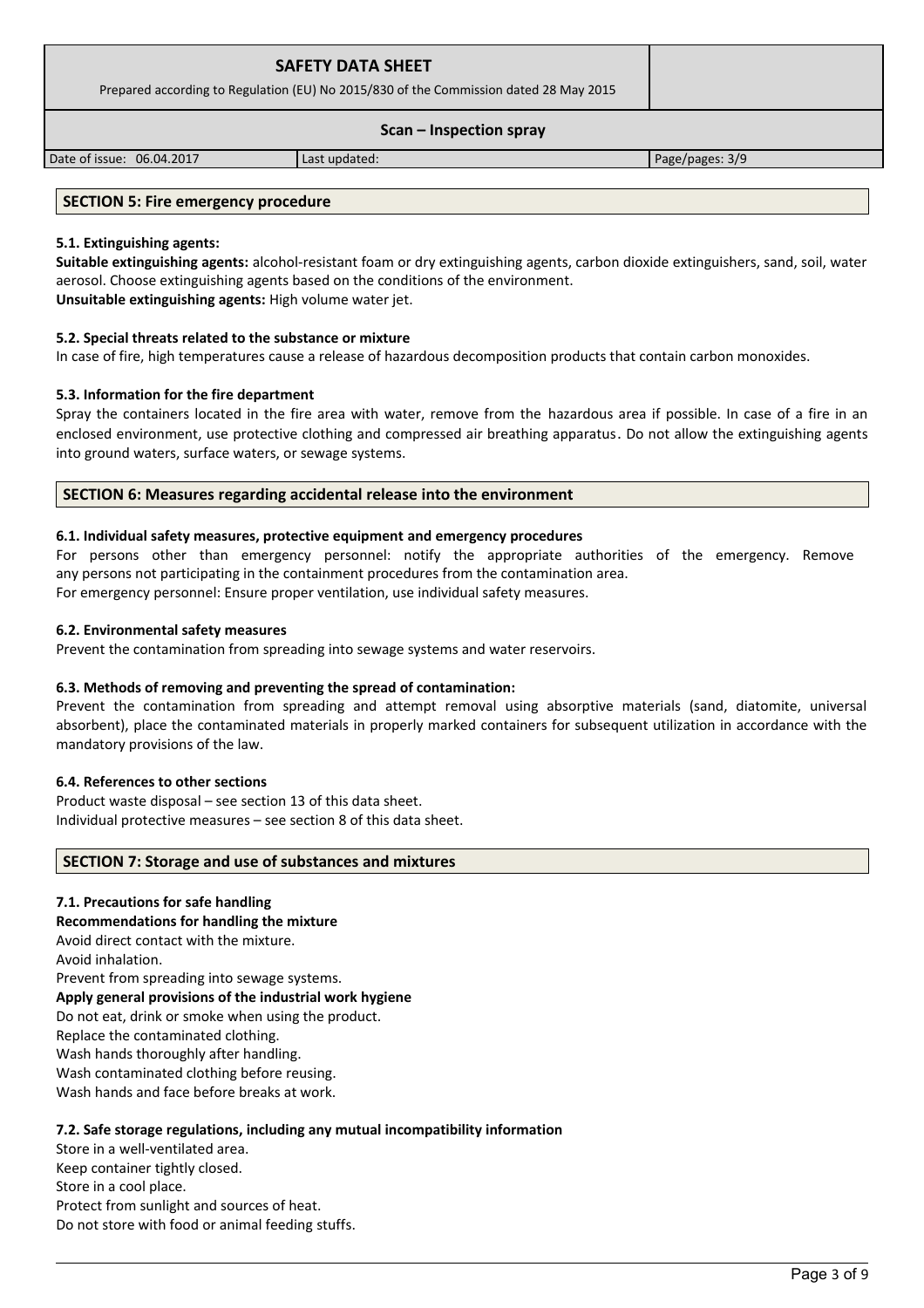## SECTION 5: Fire emergency procedure

### 5.1. Extinguishing agents:

**Suitable extinguishing agents:** alcohol-resistant foam or dry extinguishing agents, carbon dioxide extinguishers, sand, soil, water aerosol. Choose extinguishing agents based on the conditions of the environment.
**Unsuitable extinguishing agents:** High volume water jet.

### 5.2. Special threats related to the substance or mixture

In case of fire, high temperatures cause a release of hazardous decomposition products that contain carbon monoxides.

### 5.3. Information for the fire department

Spray the containers located in the fire area with water, remove from the hazardous area if possible. In case of a fire in an enclosed environment, use protective clothing and compressed air breathing apparatus. Do not allow the extinguishing agents into ground waters, surface waters, or sewage systems.

## SECTION 6: Measures regarding accidental release into the environment

### 6.1. Individual safety measures, protective equipment and emergency procedures

For persons other than emergency personnel: notify the appropriate authorities of the emergency. Remove any persons not participating in the containment procedures from the contamination area.
For emergency personnel: Ensure proper ventilation, use individual safety measures.

### 6.2. Environmental safety measures

Prevent the contamination from spreading into sewage systems and water reservoirs.

### 6.3. Methods of removing and preventing the spread of contamination:

Prevent the contamination from spreading and attempt removal using absorptive materials (sand, diatomite, universal absorbent), place the contaminated materials in properly marked containers for subsequent utilization in accordance with the mandatory provisions of the law.

### 6.4. References to other sections

Product waste disposal – see section 13 of this data sheet.
Individual protective measures – see section 8 of this data sheet.

## SECTION 7: Storage and use of substances and mixtures

### 7.1. Precautions for safe handling

**Recommendations for handling the mixture**
Avoid direct contact with the mixture.
Avoid inhalation.
Prevent from spreading into sewage systems.
**Apply general provisions of the industrial work hygiene**
Do not eat, drink or smoke when using the product.
Replace the contaminated clothing.
Wash hands thoroughly after handling.
Wash contaminated clothing before reusing.
Wash hands and face before breaks at work.

### 7.2. Safe storage regulations, including any mutual incompatibility information

Store in a well-ventilated area.
Keep container tightly closed.
Store in a cool place.
Protect from sunlight and sources of heat.
Do not store with food or animal feeding stuffs.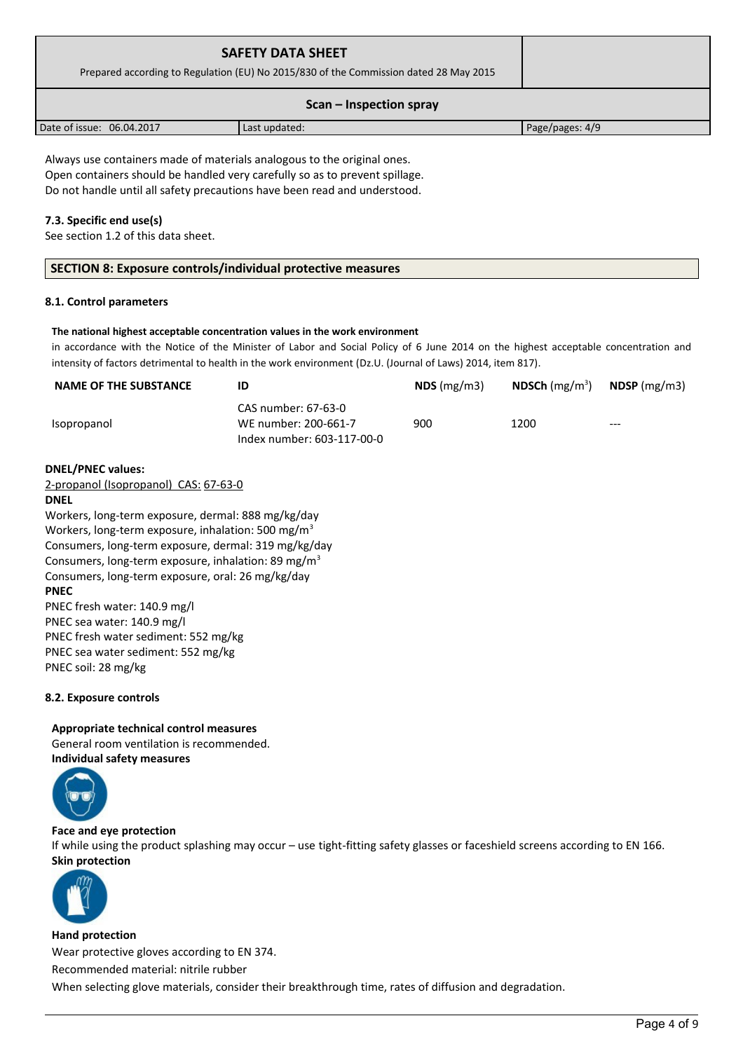Always use containers made of materials analogous to the original ones.
Open containers should be handled very carefully so as to prevent spillage.
Do not handle until all safety precautions have been read and understood.

### 7.3. Specific end use(s)

See section 1.2 of this data sheet.

## SECTION 8: Exposure controls/individual protective measures

### 8.1. Control parameters

**The national highest acceptable concentration values in the work environment**

in accordance with the Notice of the Minister of Labor and Social Policy of 6 June 2014 on the highest acceptable concentration and intensity of factors detrimental to health in the work environment (Dz.U. (Journal of Laws) 2014, item 817).

| NAME OF THE SUBSTANCE | ID | NDS (mg/m3) | NDSCh (mg/m$^3$) | NDSP (mg/m3) |
|---|---|---|---|---|
| Isopropanol | CAS number: 67-63-0<br>WE number: 200-661-7<br>Index number: 603-117-00-0 | 900 | 1200 | --- |

**DNEL/PNEC values:**

2-propanol (Isopropanol) CAS: 67-63-0

**DNEL**

Workers, long-term exposure, dermal: 888 mg/kg/day
Workers, long-term exposure, inhalation: 500 mg/m$^3$
Consumers, long-term exposure, dermal: 319 mg/kg/day
Consumers, long-term exposure, inhalation: 89 mg/m$^3$
Consumers, long-term exposure, oral: 26 mg/kg/day

**PNEC**

PNEC fresh water: 140.9 mg/l
PNEC sea water: 140.9 mg/l
PNEC fresh water sediment: 552 mg/kg
PNEC sea water sediment: 552 mg/kg
PNEC soil: 28 mg/kg

### 8.2. Exposure controls

**Appropriate technical control measures**

General room ventilation is recommended.

**Individual safety measures**

**Face and eye protection**

If while using the product splashing may occur – use tight-fitting safety glasses or faceshield screens according to EN 166.

**Skin protection**

**Hand protection**

Wear protective gloves according to EN 374.

Recommended material: nitrile rubber

When selecting glove materials, consider their breakthrough time, rates of diffusion and degradation.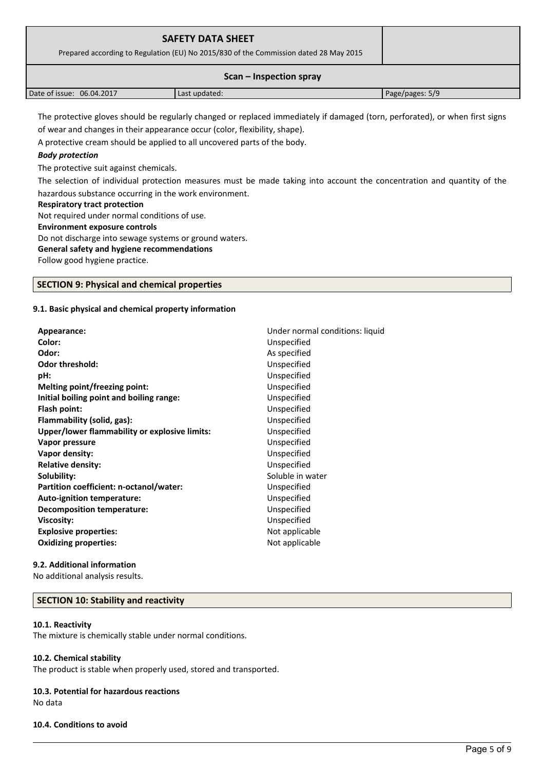The protective gloves should be regularly changed or replaced immediately if damaged (torn, perforated), or when first signs of wear and changes in their appearance occur (color, flexibility, shape).

A protective cream should be applied to all uncovered parts of the body.

***Body protection***

The protective suit against chemicals.

The selection of individual protection measures must be made taking into account the concentration and quantity of the hazardous substance occurring in the work environment.

**Respiratory tract protection**

Not required under normal conditions of use.

**Environment exposure controls**

Do not discharge into sewage systems or ground waters.

**General safety and hygiene recommendations**

Follow good hygiene practice.

## SECTION 9: Physical and chemical properties

### 9.1. Basic physical and chemical property information

| | |
|---|---|
| **Appearance:** | Under normal conditions: liquid |
| **Color:** | Unspecified |
| **Odor:** | As specified |
| **Odor threshold:** | Unspecified |
| **pH:** | Unspecified |
| **Melting point/freezing point:** | Unspecified |
| **Initial boiling point and boiling range:** | Unspecified |
| **Flash point:** | Unspecified |
| **Flammability (solid, gas):** | Unspecified |
| **Upper/lower flammability or explosive limits:** | Unspecified |
| **Vapor pressure** | Unspecified |
| **Vapor density:** | Unspecified |
| **Relative density:** | Unspecified |
| **Solubility:** | Soluble in water |
| **Partition coefficient: n-octanol/water:** | Unspecified |
| **Auto-ignition temperature:** | Unspecified |
| **Decomposition temperature:** | Unspecified |
| **Viscosity:** | Unspecified |
| **Explosive properties:** | Not applicable |
| **Oxidizing properties:** | Not applicable |

### 9.2. Additional information

No additional analysis results.

## SECTION 10: Stability and reactivity

### 10.1. Reactivity

The mixture is chemically stable under normal conditions.

### 10.2. Chemical stability

The product is stable when properly used, stored and transported.

### 10.3. Potential for hazardous reactions

No data

### 10.4. Conditions to avoid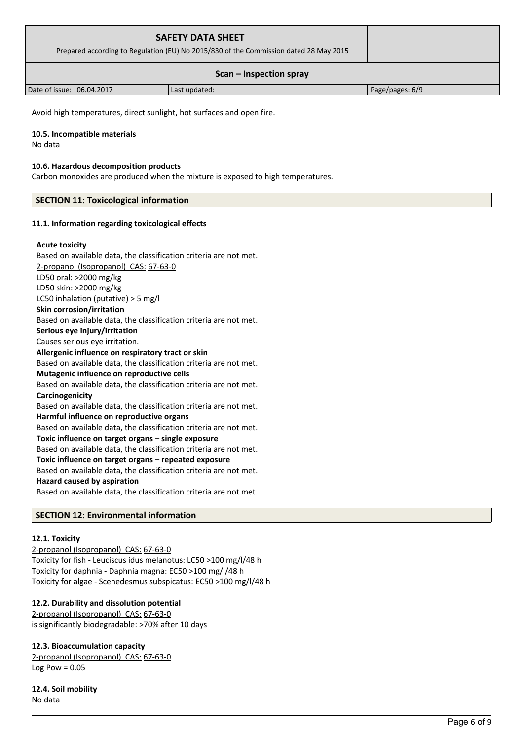Avoid high temperatures, direct sunlight, hot surfaces and open fire.

**10.5. Incompatible materials**

No data

**10.6. Hazardous decomposition products**

Carbon monoxides are produced when the mixture is exposed to high temperatures.

## SECTION 11: Toxicological information

**11.1. Information regarding toxicological effects**

**Acute toxicity**

Based on available data, the classification criteria are not met.

2-propanol (Isopropanol) CAS: 67-63-0

LD50 oral: >2000 mg/kg

LD50 skin: >2000 mg/kg

LC50 inhalation (putative) > 5 mg/l

**Skin corrosion/irritation**

Based on available data, the classification criteria are not met.

**Serious eye injury/irritation**

Causes serious eye irritation.

**Allergenic influence on respiratory tract or skin**

Based on available data, the classification criteria are not met.

**Mutagenic influence on reproductive cells**

Based on available data, the classification criteria are not met.

**Carcinogenicity**

Based on available data, the classification criteria are not met.

**Harmful influence on reproductive organs**

Based on available data, the classification criteria are not met.

**Toxic influence on target organs – single exposure**

Based on available data, the classification criteria are not met.

**Toxic influence on target organs – repeated exposure**

Based on available data, the classification criteria are not met.

**Hazard caused by aspiration**

Based on available data, the classification criteria are not met.

## SECTION 12: Environmental information

**12.1. Toxicity**

2-propanol (Isopropanol) CAS: 67-63-0

Toxicity for fish - Leuciscus idus melanotus: LC50 >100 mg/l/48 h

Toxicity for daphnia - Daphnia magna: EC50 >100 mg/l/48 h

Toxicity for algae - Scenedesmus subspicatus: EC50 >100 mg/l/48 h

**12.2. Durability and dissolution potential**

2-propanol (Isopropanol) CAS: 67-63-0

is significantly biodegradable: >70% after 10 days

**12.3. Bioaccumulation capacity**

2-propanol (Isopropanol) CAS: 67-63-0

Log Pow = 0.05

**12.4. Soil mobility**

No data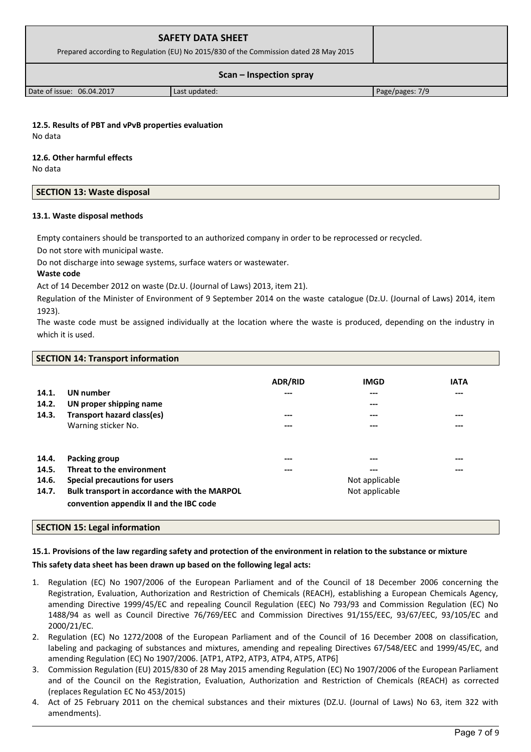#### 12.5. Results of PBT and vPvB properties evaluation

No data

#### 12.6. Other harmful effects

No data

## SECTION 13: Waste disposal

#### 13.1. Waste disposal methods

Empty containers should be transported to an authorized company in order to be reprocessed or recycled.

Do not store with municipal waste.

Do not discharge into sewage systems, surface waters or wastewater.

**Waste code**

Act of 14 December 2012 on waste (Dz.U. (Journal of Laws) 2013, item 21).

Regulation of the Minister of Environment of 9 September 2014 on the waste catalogue (Dz.U. (Journal of Laws) 2014, item 1923).

The waste code must be assigned individually at the location where the waste is produced, depending on the industry in which it is used.

## SECTION 14: Transport information

| | | ADR/RID | IMGD | IATA |
|---|---|---|---|---|
| **14.1.** | **UN number** | --- | --- | --- |
| **14.2.** | **UN proper shipping name** | | --- | |
| **14.3.** | **Transport hazard class(es)** | --- | --- | --- |
| | Warning sticker No. | --- | --- | --- |
| **14.4.** | **Packing group** | --- | --- | --- |
| **14.5.** | **Threat to the environment** | --- | --- | --- |
| **14.6.** | **Special precautions for users** | | Not applicable | |
| **14.7.** | **Bulk transport in accordance with the MARPOL convention appendix II and the IBC code** | | Not applicable | |

## SECTION 15: Legal information

#### 15.1. Provisions of the law regarding safety and protection of the environment in relation to the substance or mixture

**This safety data sheet has been drawn up based on the following legal acts:**

1. Regulation (EC) No 1907/2006 of the European Parliament and of the Council of 18 December 2006 concerning the Registration, Evaluation, Authorization and Restriction of Chemicals (REACH), establishing a European Chemicals Agency, amending Directive 1999/45/EC and repealing Council Regulation (EEC) No 793/93 and Commission Regulation (EC) No 1488/94 as well as Council Directive 76/769/EEC and Commission Directives 91/155/EEC, 93/67/EEC, 93/105/EC and 2000/21/EC.
2. Regulation (EC) No 1272/2008 of the European Parliament and of the Council of 16 December 2008 on classification, labeling and packaging of substances and mixtures, amending and repealing Directives 67/548/EEC and 1999/45/EC, and amending Regulation (EC) No 1907/2006. [ATP1, ATP2, ATP3, ATP4, ATP5, ATP6]
3. Commission Regulation (EU) 2015/830 of 28 May 2015 amending Regulation (EC) No 1907/2006 of the European Parliament and of the Council on the Registration, Evaluation, Authorization and Restriction of Chemicals (REACH) as corrected (replaces Regulation EC No 453/2015)
4. Act of 25 February 2011 on the chemical substances and their mixtures (DZ.U. (Journal of Laws) No 63, item 322 with amendments).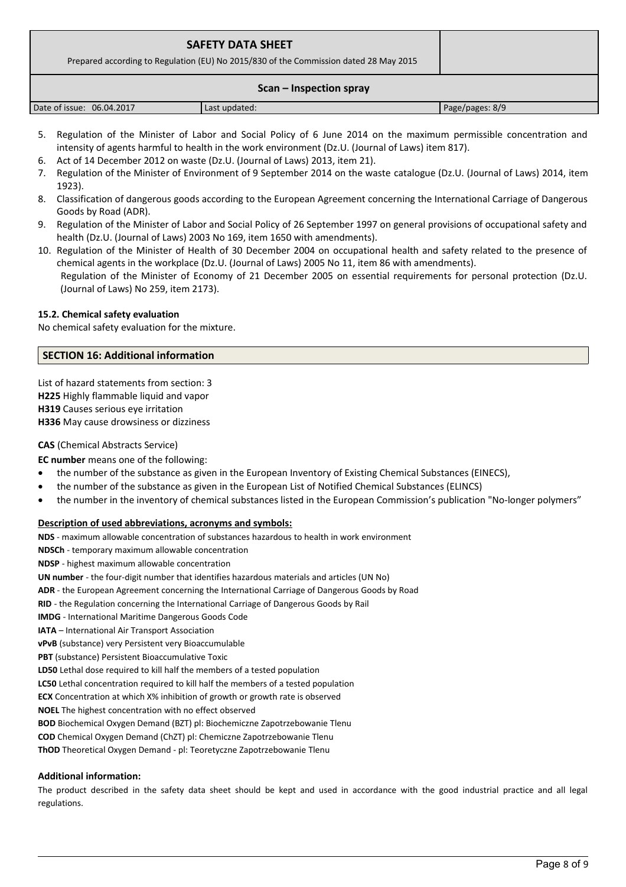5. Regulation of the Minister of Labor and Social Policy of 6 June 2014 on the maximum permissible concentration and intensity of agents harmful to health in the work environment (Dz.U. (Journal of Laws) item 817).
6. Act of 14 December 2012 on waste (Dz.U. (Journal of Laws) 2013, item 21).
7. Regulation of the Minister of Environment of 9 September 2014 on the waste catalogue (Dz.U. (Journal of Laws) 2014, item 1923).
8. Classification of dangerous goods according to the European Agreement concerning the International Carriage of Dangerous Goods by Road (ADR).
9. Regulation of the Minister of Labor and Social Policy of 26 September 1997 on general provisions of occupational safety and health (Dz.U. (Journal of Laws) 2003 No 169, item 1650 with amendments).
10. Regulation of the Minister of Health of 30 December 2004 on occupational health and safety related to the presence of chemical agents in the workplace (Dz.U. (Journal of Laws) 2005 No 11, item 86 with amendments).
    Regulation of the Minister of Economy of 21 December 2005 on essential requirements for personal protection (Dz.U. (Journal of Laws) No 259, item 2173).

### 15.2. Chemical safety evaluation

No chemical safety evaluation for the mixture.

## SECTION 16: Additional information

List of hazard statements from section: 3

**H225** Highly flammable liquid and vapor

**H319** Causes serious eye irritation

**H336** May cause drowsiness or dizziness

**CAS** (Chemical Abstracts Service)

**EC number** means one of the following:

- the number of the substance as given in the European Inventory of Existing Chemical Substances (EINECS),
- the number of the substance as given in the European List of Notified Chemical Substances (ELINCS)
- the number in the inventory of chemical substances listed in the European Commission's publication "No-longer polymers"

**Description of used abbreviations, acronyms and symbols:**

**NDS** - maximum allowable concentration of substances hazardous to health in work environment

**NDSCh** - temporary maximum allowable concentration

**NDSP** - highest maximum allowable concentration

**UN number** - the four-digit number that identifies hazardous materials and articles (UN No)

**ADR** - the European Agreement concerning the International Carriage of Dangerous Goods by Road

**RID** - the Regulation concerning the International Carriage of Dangerous Goods by Rail

**IMDG** - International Maritime Dangerous Goods Code

**IATA** – International Air Transport Association

**vPvB** (substance) very Persistent very Bioaccumulable

**PBT** (substance) Persistent Bioaccumulative Toxic

**LD50** Lethal dose required to kill half the members of a tested population

**LC50** Lethal concentration required to kill half the members of a tested population

**ECX** Concentration at which X% inhibition of growth or growth rate is observed

**NOEL** The highest concentration with no effect observed

**BOD** Biochemical Oxygen Demand (BZT) pl: Biochemiczne Zapotrzebowanie Tlenu

**COD** Chemical Oxygen Demand (ChZT) pl: Chemiczne Zapotrzebowanie Tlenu

**ThOD** Theoretical Oxygen Demand - pl: Teoretyczne Zapotrzebowanie Tlenu

**Additional information:**

The product described in the safety data sheet should be kept and used in accordance with the good industrial practice and all legal regulations.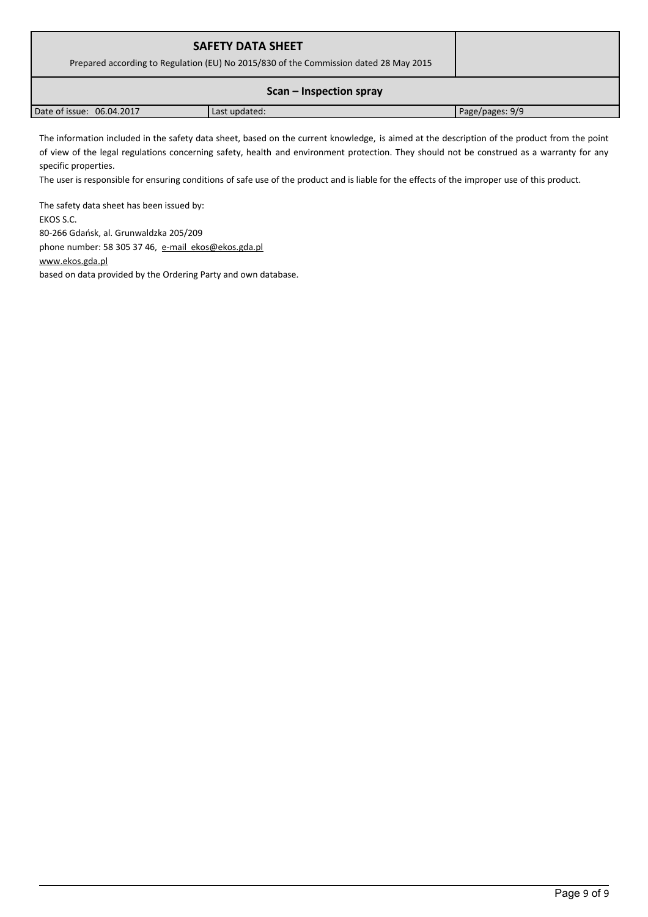The information included in the safety data sheet, based on the current knowledge, is aimed at the description of the product from the point of view of the legal regulations concerning safety, health and environment protection. They should not be construed as a warranty for any specific properties.

The user is responsible for ensuring conditions of safe use of the product and is liable for the effects of the improper use of this product.

The safety data sheet has been issued by:
EKOS S.C.
80-266 Gdańsk, al. Grunwaldzka 205/209
phone number: 58 305 37 46, e-mail ekos@ekos.gda.pl
www.ekos.gda.pl
based on data provided by the Ordering Party and own database.